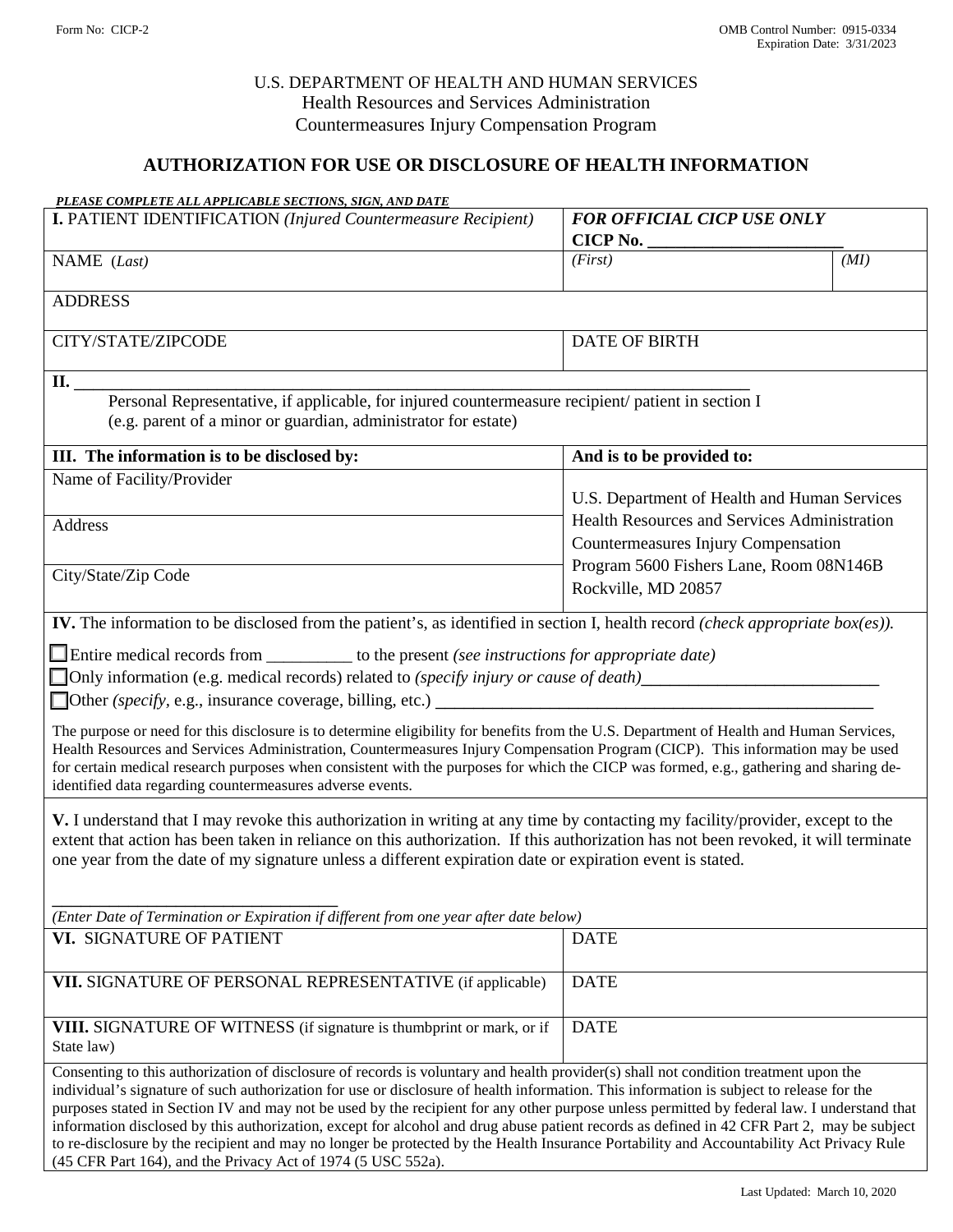Form No: CICP-2

OMB Control Number: 0915-0334
Expiration Date: 3/31/2023

U.S. DEPARTMENT OF HEALTH AND HUMAN SERVICES
Health Resources and Services Administration
Countermeasures Injury Compensation Program

## AUTHORIZATION FOR USE OR DISCLOSURE OF HEALTH INFORMATION

***PLEASE COMPLETE ALL APPLICABLE SECTIONS, SIGN, AND DATE***

| **I.** PATIENT IDENTIFICATION *(Injured Countermeasure Recipient)* | ***FOR OFFICIAL CICP USE ONLY*** **CICP No.** ______________________ | |
|---|---|---|
| NAME *(Last)* | *(First)* | *(MI)* |
| ADDRESS | | |
| CITY/STATE/ZIPCODE | DATE OF BIRTH | |

**II.** ___________________________________________________________________________

Personal Representative, if applicable, for injured countermeasure recipient/ patient in section I (e.g. parent of a minor or guardian, administrator for estate)

| **III. The information is to be disclosed by:** | **And is to be provided to:** |
|---|---|
| Name of Facility/Provider | U.S. Department of Health and Human Services Health Resources and Services Administration Countermeasures Injury Compensation Program 5600 Fishers Lane, Room 08N146B Rockville, MD 20857 |
| Address | |
| City/State/Zip Code | |

**IV.** The information to be disclosed from the patient's, as identified in section I, health record *(check appropriate box(es)).*

- ☐ Entire medical records from __________ to the present *(see instructions for appropriate date)*
- ☐ Only information (e.g. medical records) related to *(specify injury or cause of death)*___________________________
- ☐ Other *(specify*, e.g., insurance coverage, billing, etc.) ___________________________________________________

The purpose or need for this disclosure is to determine eligibility for benefits from the U.S. Department of Health and Human Services, Health Resources and Services Administration, Countermeasures Injury Compensation Program (CICP). This information may be used for certain medical research purposes when consistent with the purposes for which the CICP was formed, e.g., gathering and sharing de-identified data regarding countermeasures adverse events.

**V.** I understand that I may revoke this authorization in writing at any time by contacting my facility/provider, except to the extent that action has been taken in reliance on this authorization. If this authorization has not been revoked, it will terminate one year from the date of my signature unless a different expiration date or expiration event is stated.

_________________________________

*(Enter Date of Termination or Expiration if different from one year after date below)*

| **VI.** SIGNATURE OF PATIENT | DATE |
|---|---|
| **VII.** SIGNATURE OF PERSONAL REPRESENTATIVE (if applicable) | DATE |
| **VIII.** SIGNATURE OF WITNESS (if signature is thumbprint or mark, or if State law) | DATE |

Consenting to this authorization of disclosure of records is voluntary and health provider(s) shall not condition treatment upon the individual's signature of such authorization for use or disclosure of health information. This information is subject to release for the purposes stated in Section IV and may not be used by the recipient for any other purpose unless permitted by federal law. I understand that information disclosed by this authorization, except for alcohol and drug abuse patient records as defined in 42 CFR Part 2, may be subject to re-disclosure by the recipient and may no longer be protected by the Health Insurance Portability and Accountability Act Privacy Rule (45 CFR Part 164), and the Privacy Act of 1974 (5 USC 552a).

Last Updated: March 10, 2020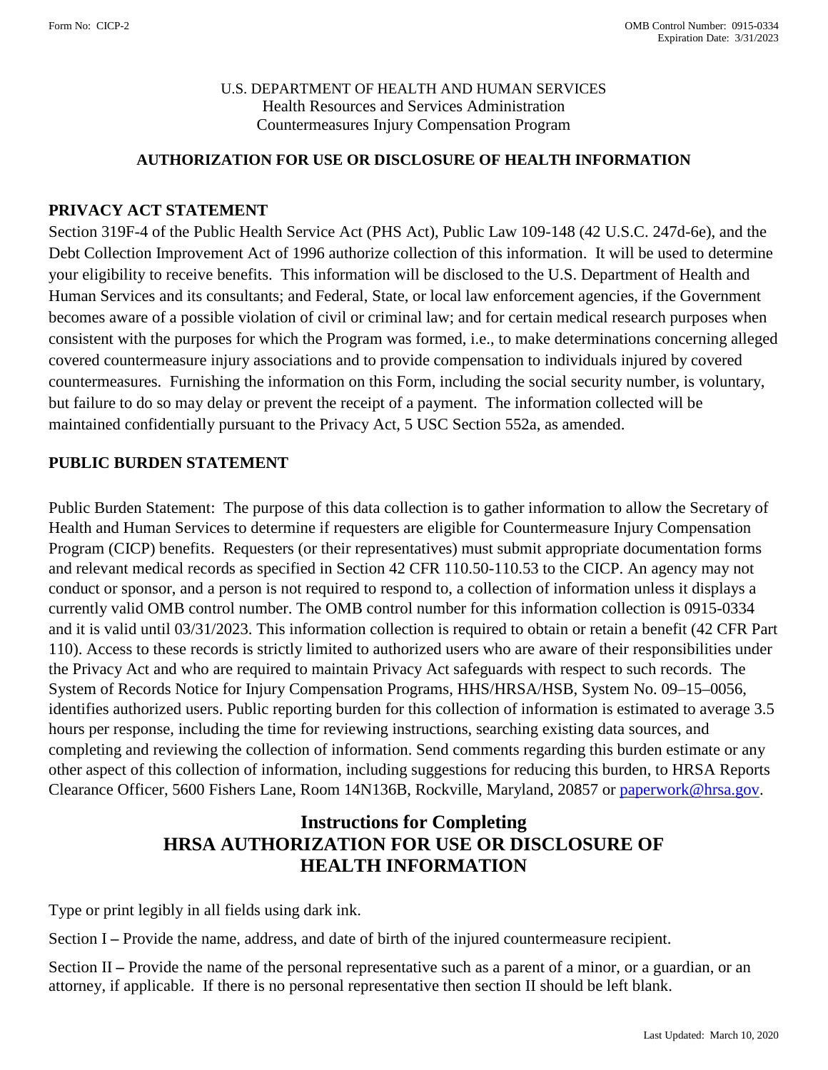U.S. DEPARTMENT OF HEALTH AND HUMAN SERVICES
Health Resources and Services Administration
Countermeasures Injury Compensation Program

**AUTHORIZATION FOR USE OR DISCLOSURE OF HEALTH INFORMATION**

## PRIVACY ACT STATEMENT

Section 319F-4 of the Public Health Service Act (PHS Act), Public Law 109-148 (42 U.S.C. 247d-6e), and the Debt Collection Improvement Act of 1996 authorize collection of this information. It will be used to determine your eligibility to receive benefits. This information will be disclosed to the U.S. Department of Health and Human Services and its consultants; and Federal, State, or local law enforcement agencies, if the Government becomes aware of a possible violation of civil or criminal law; and for certain medical research purposes when consistent with the purposes for which the Program was formed, i.e., to make determinations concerning alleged covered countermeasure injury associations and to provide compensation to individuals injured by covered countermeasures. Furnishing the information on this Form, including the social security number, is voluntary, but failure to do so may delay or prevent the receipt of a payment. The information collected will be maintained confidentially pursuant to the Privacy Act, 5 USC Section 552a, as amended.

## PUBLIC BURDEN STATEMENT

Public Burden Statement: The purpose of this data collection is to gather information to allow the Secretary of Health and Human Services to determine if requesters are eligible for Countermeasure Injury Compensation Program (CICP) benefits. Requesters (or their representatives) must submit appropriate documentation forms and relevant medical records as specified in Section 42 CFR 110.50-110.53 to the CICP. An agency may not conduct or sponsor, and a person is not required to respond to, a collection of information unless it displays a currently valid OMB control number. The OMB control number for this information collection is 0915-0334 and it is valid until 03/31/2023. This information collection is required to obtain or retain a benefit (42 CFR Part 110). Access to these records is strictly limited to authorized users who are aware of their responsibilities under the Privacy Act and who are required to maintain Privacy Act safeguards with respect to such records. The System of Records Notice for Injury Compensation Programs, HHS/HRSA/HSB, System No. 09–15–0056, identifies authorized users. Public reporting burden for this collection of information is estimated to average 3.5 hours per response, including the time for reviewing instructions, searching existing data sources, and completing and reviewing the collection of information. Send comments regarding this burden estimate or any other aspect of this collection of information, including suggestions for reducing this burden, to HRSA Reports Clearance Officer, 5600 Fishers Lane, Room 14N136B, Rockville, Maryland, 20857 or paperwork@hrsa.gov.

## Instructions for Completing HRSA AUTHORIZATION FOR USE OR DISCLOSURE OF HEALTH INFORMATION

Type or print legibly in all fields using dark ink.

Section I **–** Provide the name, address, and date of birth of the injured countermeasure recipient.

Section II **–** Provide the name of the personal representative such as a parent of a minor, or a guardian, or an attorney, if applicable. If there is no personal representative then section II should be left blank.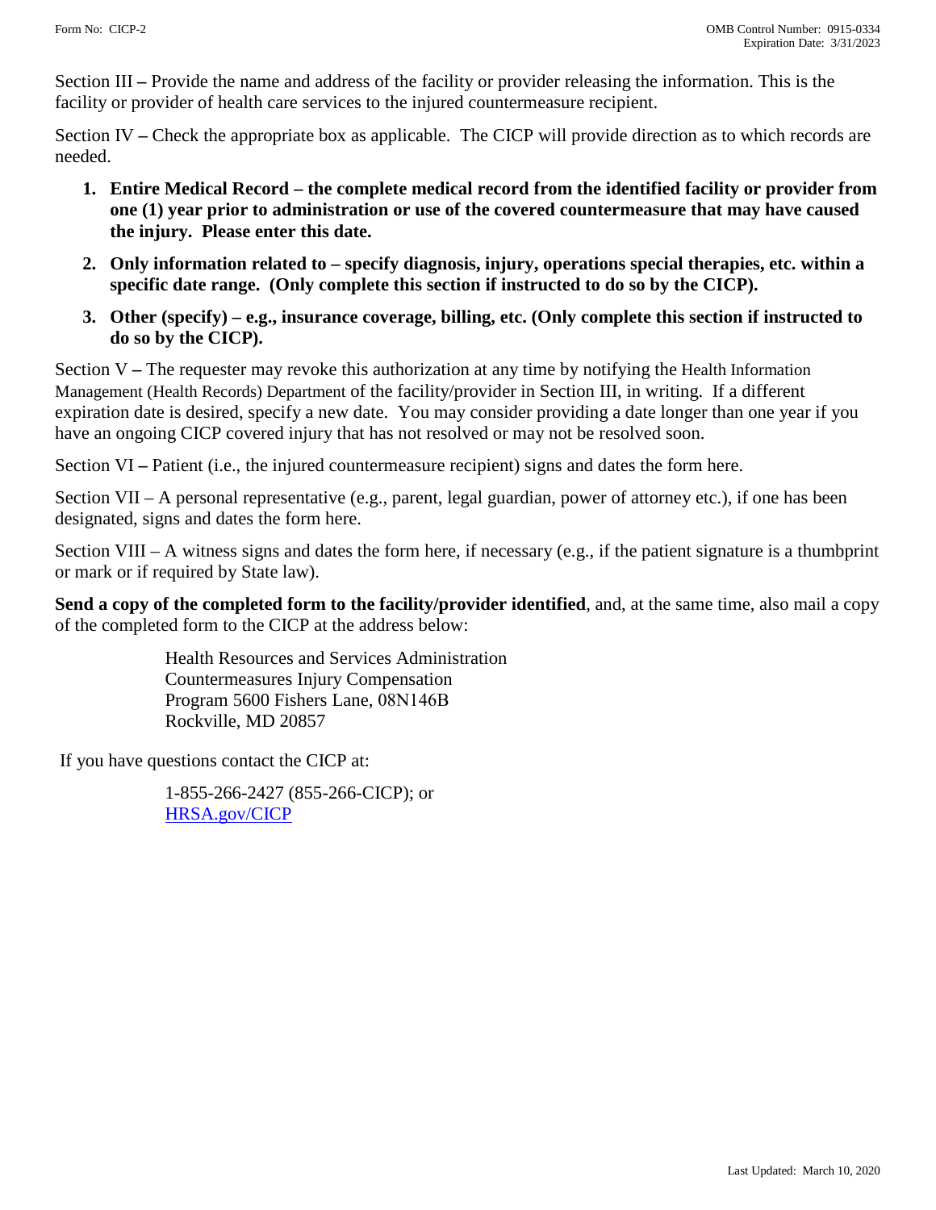Section III **–** Provide the name and address of the facility or provider releasing the information. This is the facility or provider of health care services to the injured countermeasure recipient.

Section IV **–** Check the appropriate box as applicable. The CICP will provide direction as to which records are needed.

1. **Entire Medical Record – the complete medical record from the identified facility or provider from one (1) year prior to administration or use of the covered countermeasure that may have caused the injury. Please enter this date.**
2. **Only information related to – specify diagnosis, injury, operations special therapies, etc. within a specific date range. (Only complete this section if instructed to do so by the CICP).**
3. **Other (specify) – e.g., insurance coverage, billing, etc. (Only complete this section if instructed to do so by the CICP).**

Section V **–** The requester may revoke this authorization at any time by notifying the Health Information Management (Health Records) Department of the facility/provider in Section III, in writing. If a different expiration date is desired, specify a new date. You may consider providing a date longer than one year if you have an ongoing CICP covered injury that has not resolved or may not be resolved soon.

Section VI **–** Patient (i.e., the injured countermeasure recipient) signs and dates the form here.

Section VII – A personal representative (e.g., parent, legal guardian, power of attorney etc.), if one has been designated, signs and dates the form here.

Section VIII – A witness signs and dates the form here, if necessary (e.g., if the patient signature is a thumbprint or mark or if required by State law).

**Send a copy of the completed form to the facility/provider identified**, and, at the same time, also mail a copy of the completed form to the CICP at the address below:

Health Resources and Services Administration
Countermeasures Injury Compensation
Program 5600 Fishers Lane, 08N146B
Rockville, MD 20857

If you have questions contact the CICP at:

1-855-266-2427 (855-266-CICP); or
HRSA.gov/CICP

Last Updated: March 10, 2020